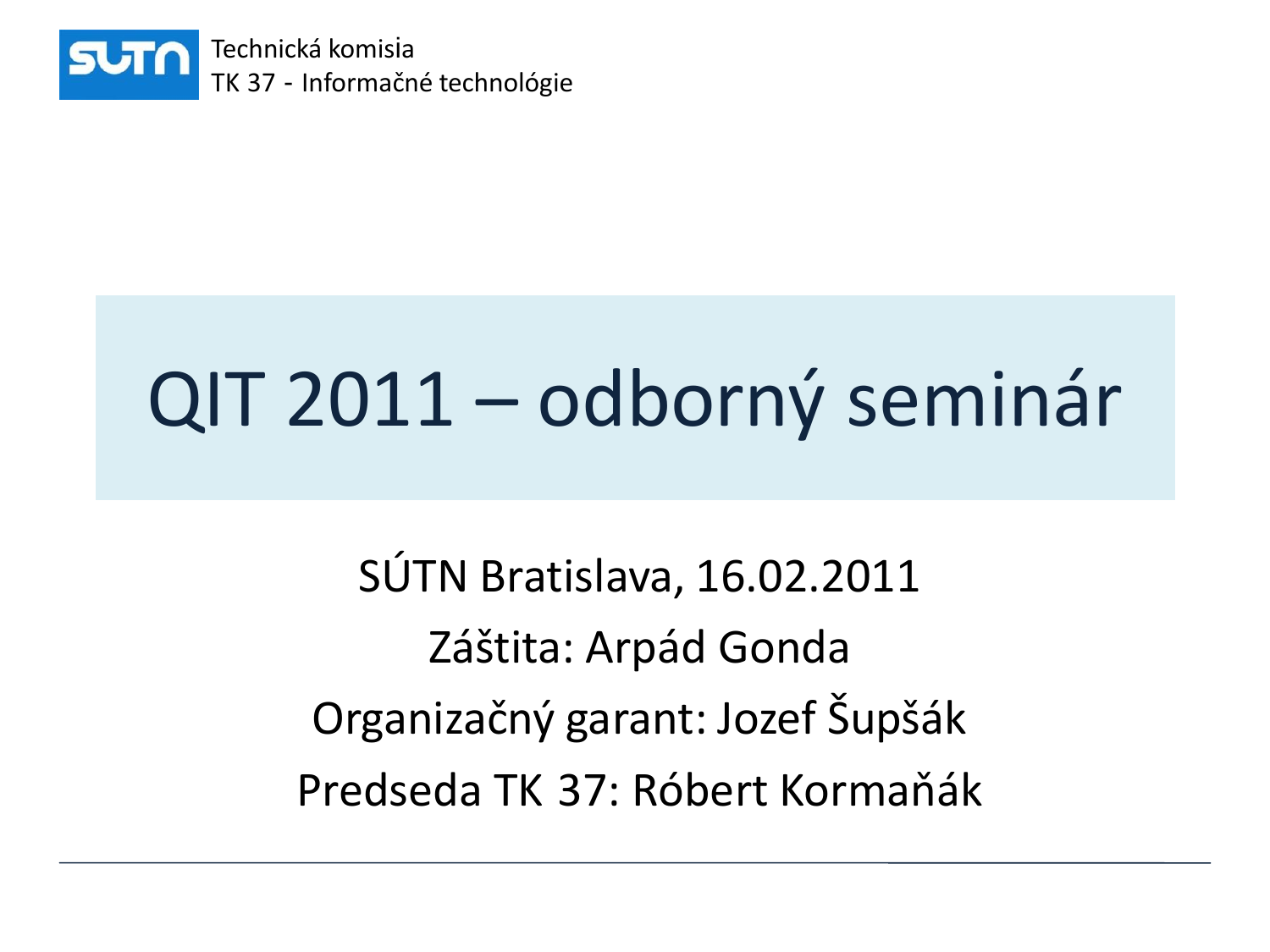Technická komisia
TK 37 - Informačné technológie

# QIT 2011 – odborný seminár

SÚTN Bratislava, 16.02.2011

Záštita: Arpád Gonda

Organizačný garant: Jozef Šupšák

Predseda TK 37: Róbert Kormaňák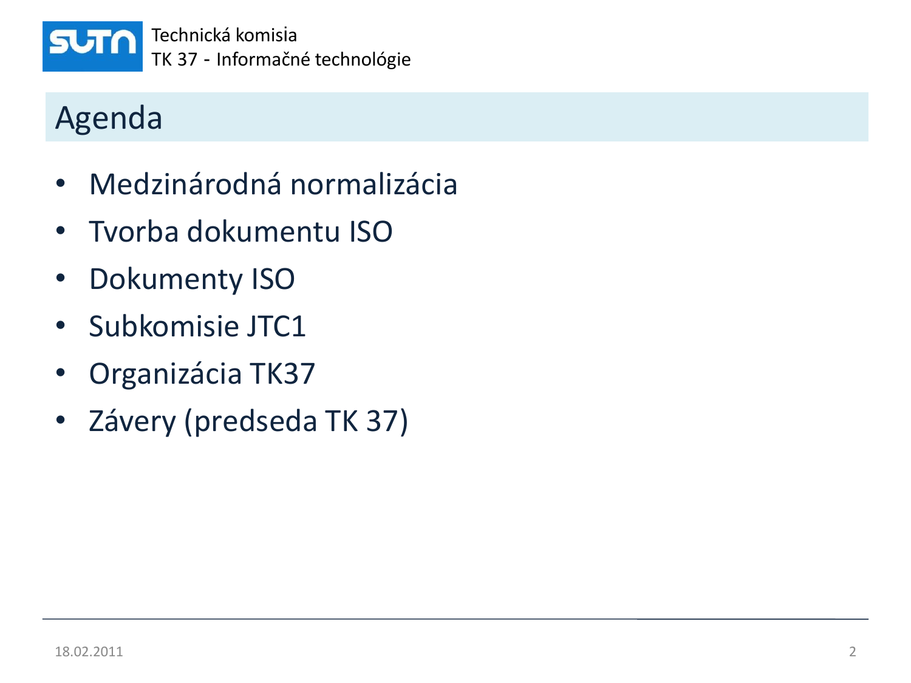# Agenda

- Medzinárodná normalizácia
- Tvorba dokumentu ISO
- Dokumenty ISO
- Subkomisie JTC1
- Organizácia TK37
- Závery (predseda TK 37)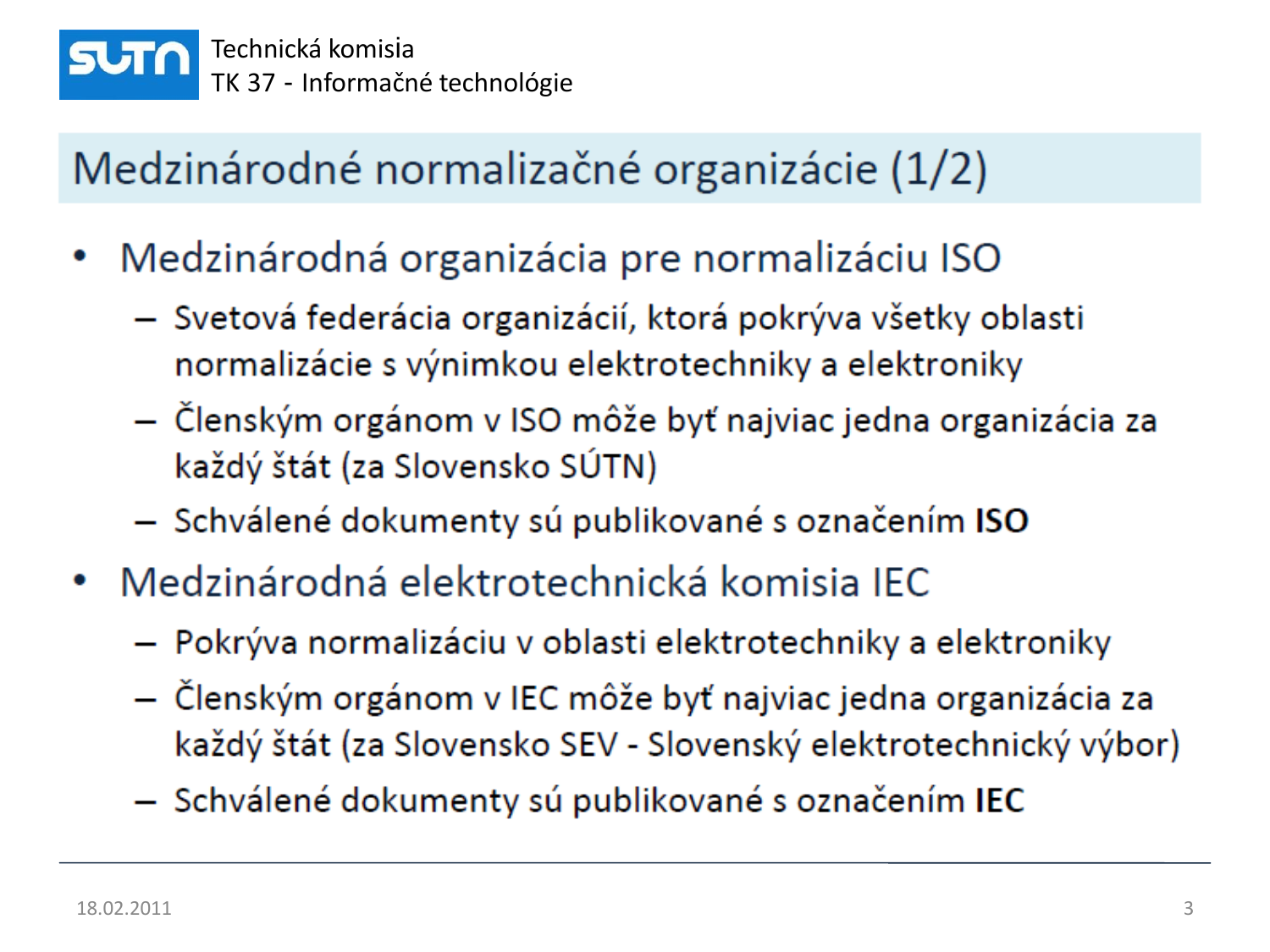# Medzinárodné normalizačné organizácie (1/2)

- Medzinárodná organizácia pre normalizáciu ISO
  - Svetová federácia organizácií, ktorá pokrýva všetky oblasti normalizácie s výnimkou elektrotechniky a elektroniky
  - Členským orgánom v ISO môže byť najviac jedna organizácia za každý štát (za Slovensko SÚTN)
  - Schválené dokumenty sú publikované s označením **ISO**
- Medzinárodná elektrotechnická komisia IEC
  - Pokrýva normalizáciu v oblasti elektrotechniky a elektroniky
  - Členským orgánom v IEC môže byť najviac jedna organizácia za každý štát (za Slovensko SEV - Slovenský elektrotechnický výbor)
  - Schválené dokumenty sú publikované s označením **IEC**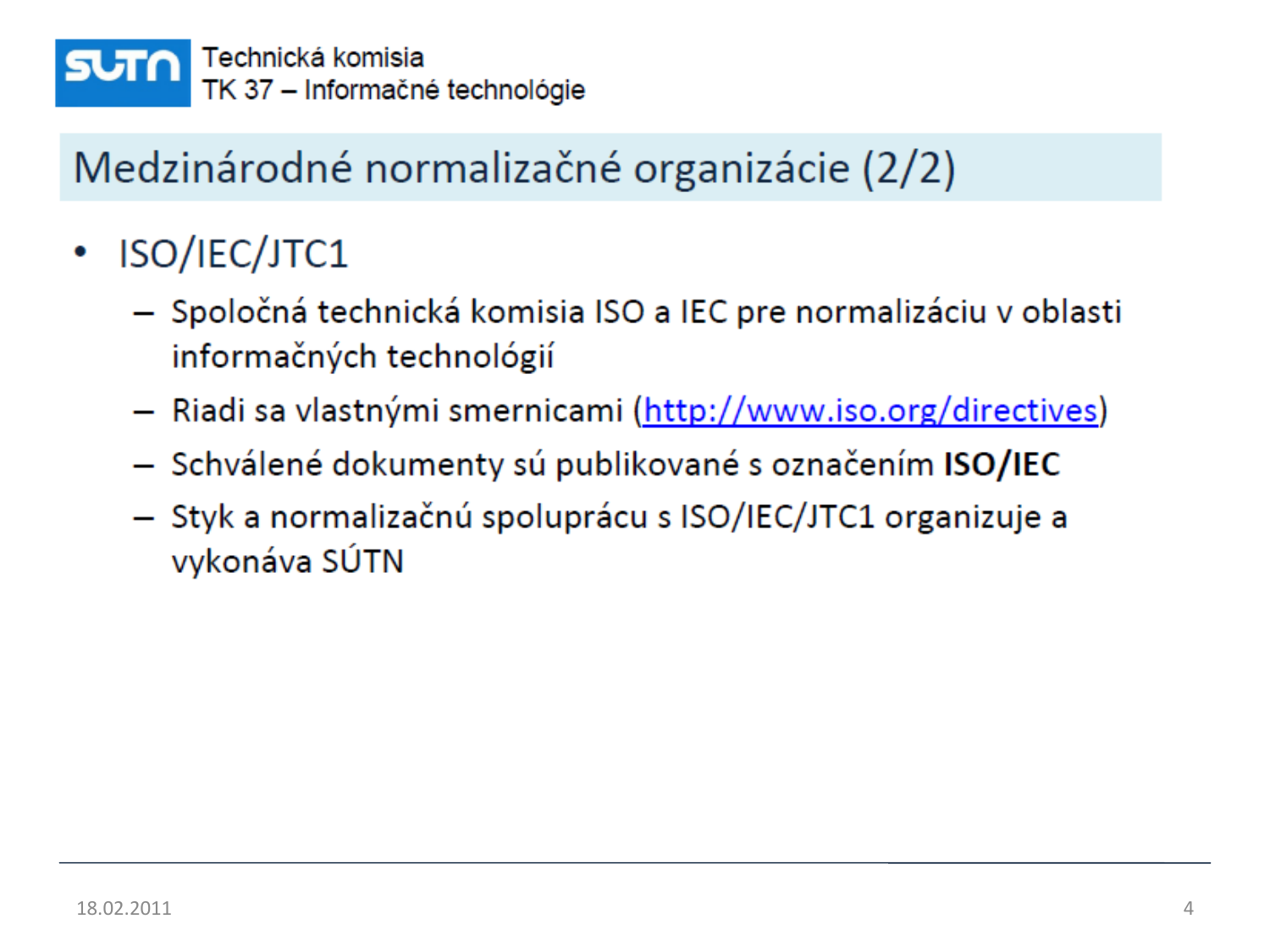# Medzinárodné normalizačné organizácie (2/2)

- ISO/IEC/JTC1
  - Spoločná technická komisia ISO a IEC pre normalizáciu v oblasti informačných technológií
  - Riadi sa vlastnými smernicami (http://www.iso.org/directives)
  - Schválené dokumenty sú publikované s označením **ISO/IEC**
  - Styk a normalizačnú spoluprácu s ISO/IEC/JTC1 organizuje a vykonáva SÚTN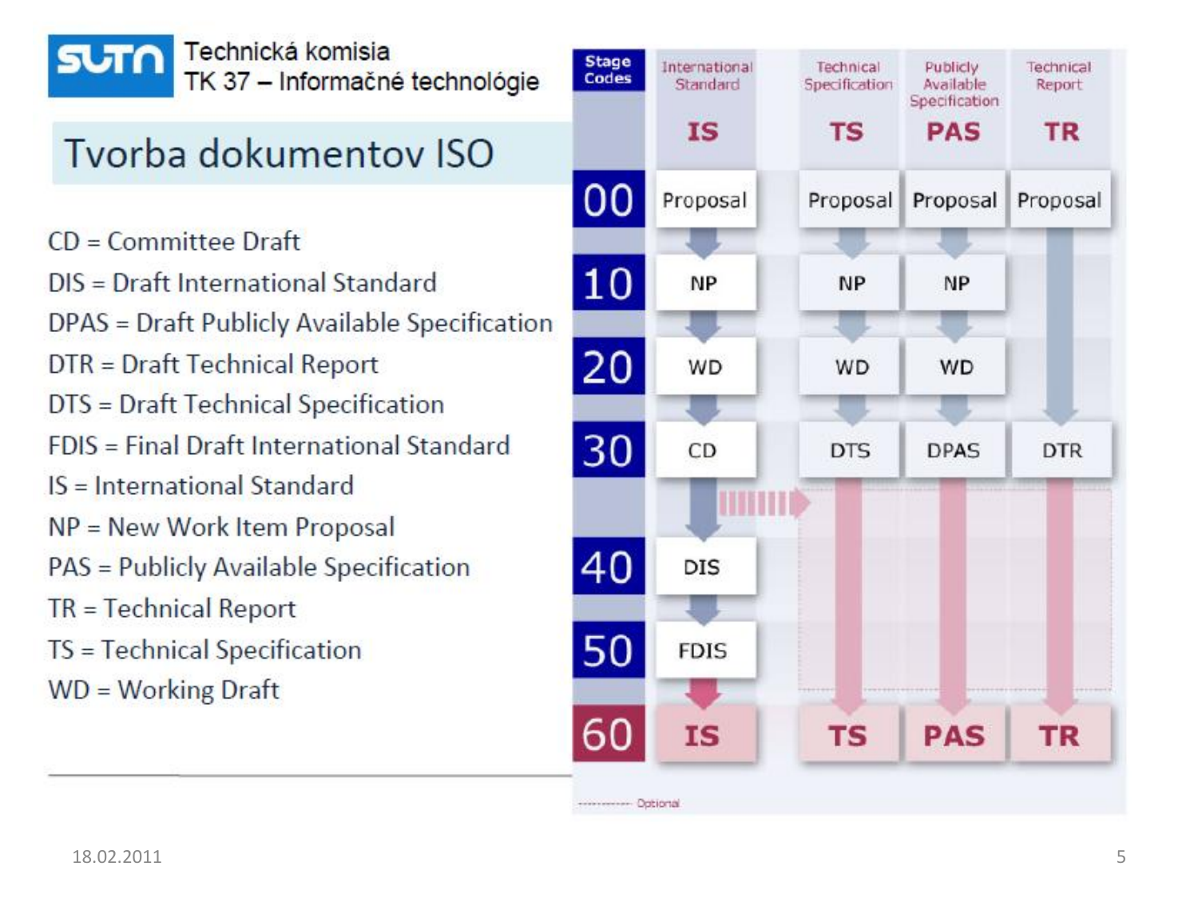Technická komisia
TK 37 – Informačné technológie

# Tvorba dokumentov ISO

CD = Committee Draft
DIS = Draft International Standard
DPAS = Draft Publicly Available Specification
DTR = Draft Technical Report
DTS = Draft Technical Specification
FDIS = Final Draft International Standard
IS = International Standard
NP = New Work Item Proposal
PAS = Publicly Available Specification
TR = Technical Report
TS = Technical Specification
WD = Working Draft

| Stage Codes | International Standard IS | Technical Specification TS | Publicly Available Specification PAS | Technical Report TR |
|---|---|---|---|---|
| 00 | Proposal | Proposal | Proposal | Proposal |
| 10 | NP | NP | NP | |
| 20 | WD | WD | WD | |
| 30 | CD | DTS | DPAS | DTR |
| 40 | DIS | | | |
| 50 | FDIS | | | |
| 60 | IS | TS | PAS | TR |

------ Optional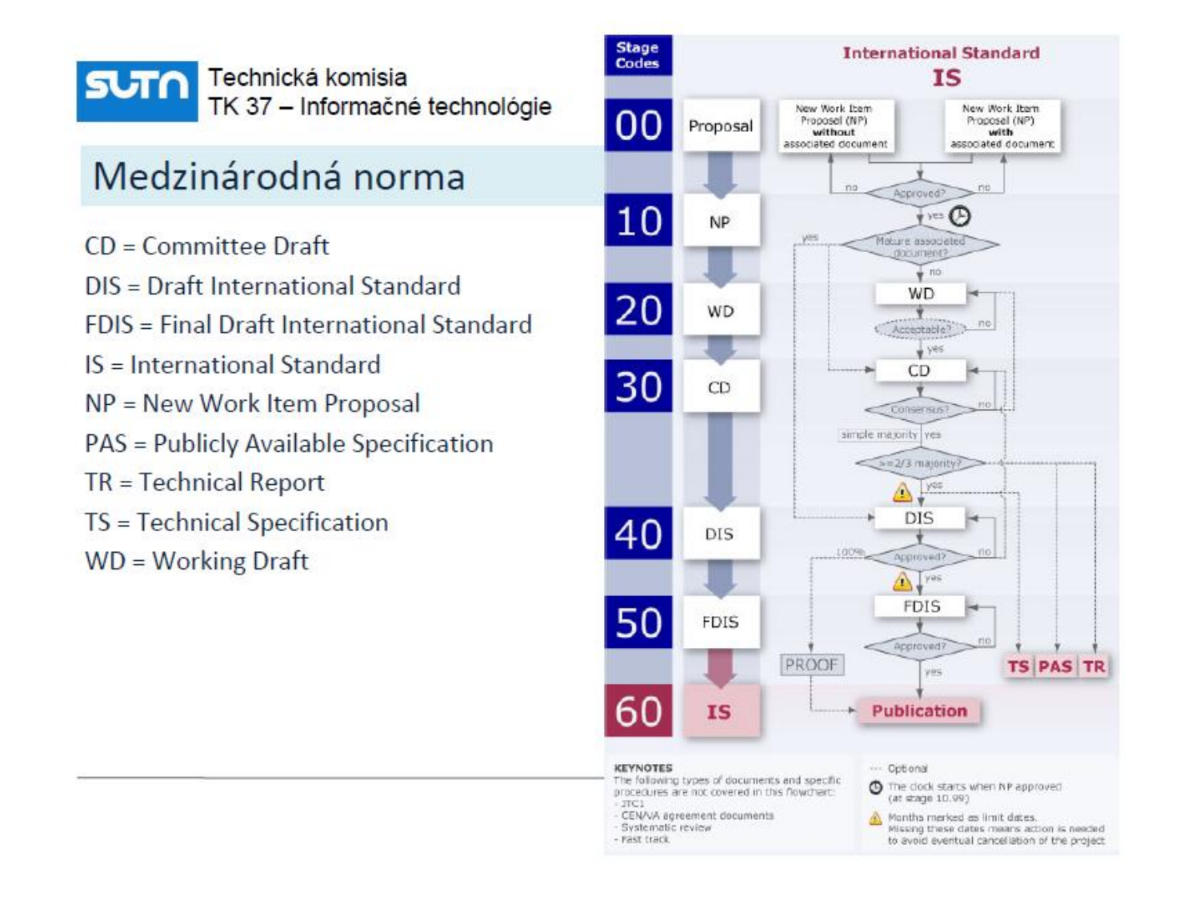Technická komisia
TK 37 – Informačné technológie

# Medzinárodná norma

CD = Committee Draft
DIS = Draft International Standard
FDIS = Final Draft International Standard
IS = International Standard
NP = New Work Item Proposal
PAS = Publicly Available Specification
TR = Technical Report
TS = Technical Specification
WD = Working Draft

**International Standard IS**

| Stage Codes | Stage |
|---|---|
| 00 | Proposal |
| 10 | NP |
| 20 | WD |
| 30 | CD |
| 40 | DIS |
| 50 | FDIS |
| 60 | IS |

New Work Item Proposal (NP) **without** associated document

New Work Item Proposal (NP) **with** associated document

Approved? — no / yes

Mature associated document? — yes / no

WD — Acceptable? — no / yes

CD — Consensus? — no / yes — simple majority

>=2/3 majority? — yes

DIS — Approved? — no / yes — 100%

FDIS — Approved? — no / yes

PROOF

**TS** **PAS** **TR**

**Publication**

**KEYNOTES**
The following types of documents and specific procedures are not covered in this flowchart:
- JTC1
- CEN/VA agreement documents
- Systematic review
- Fast track

··· Optional

The clock starts when NP approved (at stage 10.99)

Months marked as limit dates. Missing these dates means action is needed to avoid eventual cancellation of the project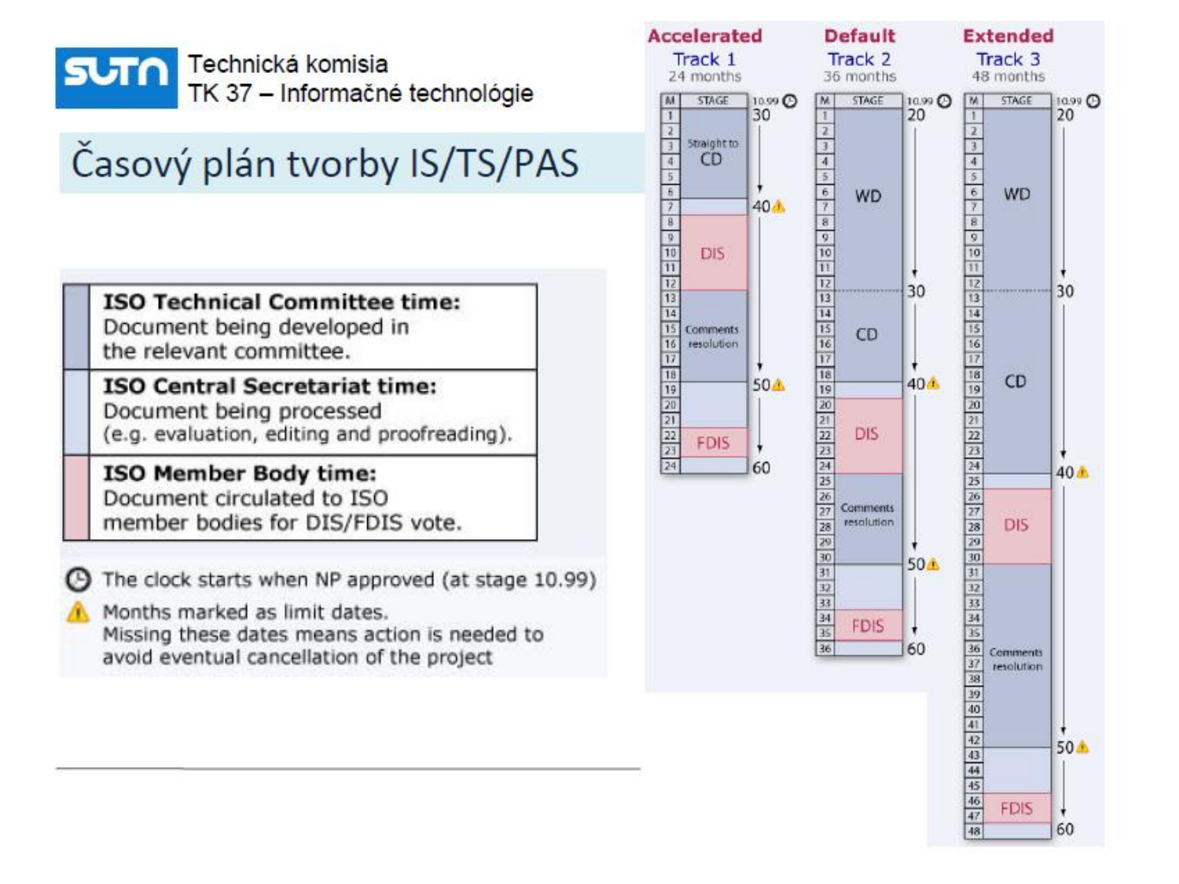Technická komisia
TK 37 – Informačné technológie

# Časový plán tvorby IS/TS/PAS

| | |
|---|---|
| | **ISO Technical Committee time:** Document being developed in the relevant committee. |
| | **ISO Central Secretariat time:** Document being processed (e.g. evaluation, editing and proofreading). |
| | **ISO Member Body time:** Document circulated to ISO member bodies for DIS/FDIS vote. |

The clock starts when NP approved (at stage 10.99)

Months marked as limit dates. Missing these dates means action is needed to avoid eventual cancellation of the project

**Accelerated** Track 1 – 24 months

| M | STAGE | Stage code |
|---|---|---|
| 1 | Straight to CD | 10.99 / 30 |
| 2–6 | Straight to CD | |
| 7 | | 40 (limit) |
| 8–12 | DIS | |
| 13–17 | Comments resolution | 50 (limit) |
| 18–21 | | |
| 22–23 | FDIS | |
| 24 | | 60 |

**Default** Track 2 – 36 months

| M | STAGE | Stage code |
|---|---|---|
| 1–12 | WD | 10.99 / 20 |
| 13–18 | CD | 30 |
| 19 | | 40 (limit) |
| 20–24 | DIS | |
| 25–30 | Comments resolution | 50 (limit) |
| 31–33 | | |
| 34–35 | FDIS | |
| 36 | | 60 |

**Extended** Track 3 – 48 months

| M | STAGE | Stage code |
|---|---|---|
| 1–12 | WD | 10.99 / 20 |
| 13–24 | CD | 30 |
| 25 | | 40 (limit) |
| 26–30 | DIS | |
| 31–42 | Comments resolution | 50 (limit) |
| 43–45 | | |
| 46–47 | FDIS | |
| 48 | | 60 |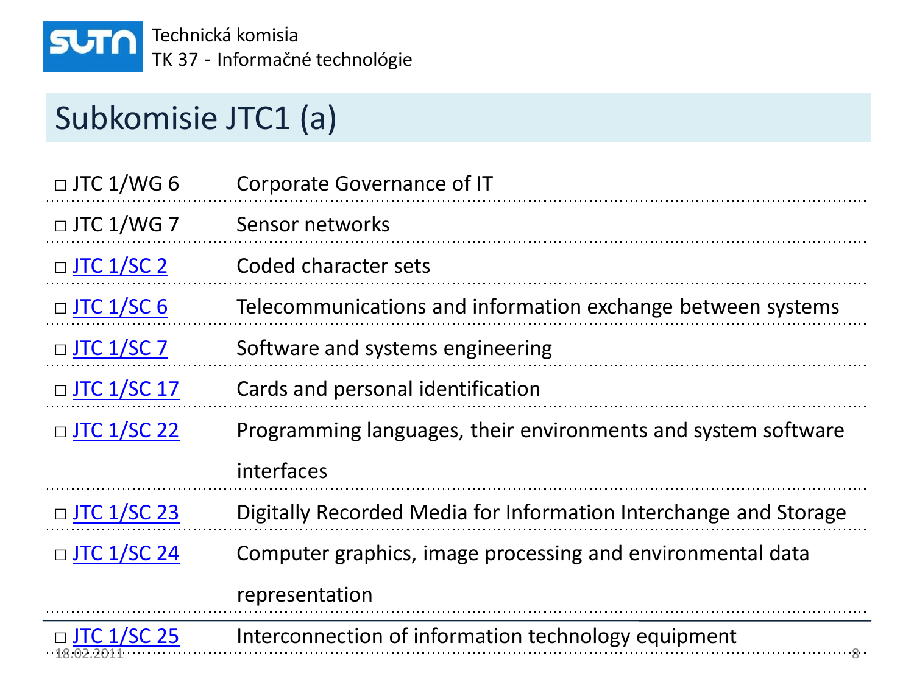Technická komisia
TK 37 - Informačné technológie

# Subkomisie JTC1 (a)

| | |
|---|---|
| □ JTC 1/WG 6 | Corporate Governance of IT |
| □ JTC 1/WG 7 | Sensor networks |
| □ JTC 1/SC 2 | Coded character sets |
| □ JTC 1/SC 6 | Telecommunications and information exchange between systems |
| □ JTC 1/SC 7 | Software and systems engineering |
| □ JTC 1/SC 17 | Cards and personal identification |
| □ JTC 1/SC 22 | Programming languages, their environments and system software interfaces |
| □ JTC 1/SC 23 | Digitally Recorded Media for Information Interchange and Storage |
| □ JTC 1/SC 24 | Computer graphics, image processing and environmental data representation |
| □ JTC 1/SC 25 | Interconnection of information technology equipment |

18.02.2011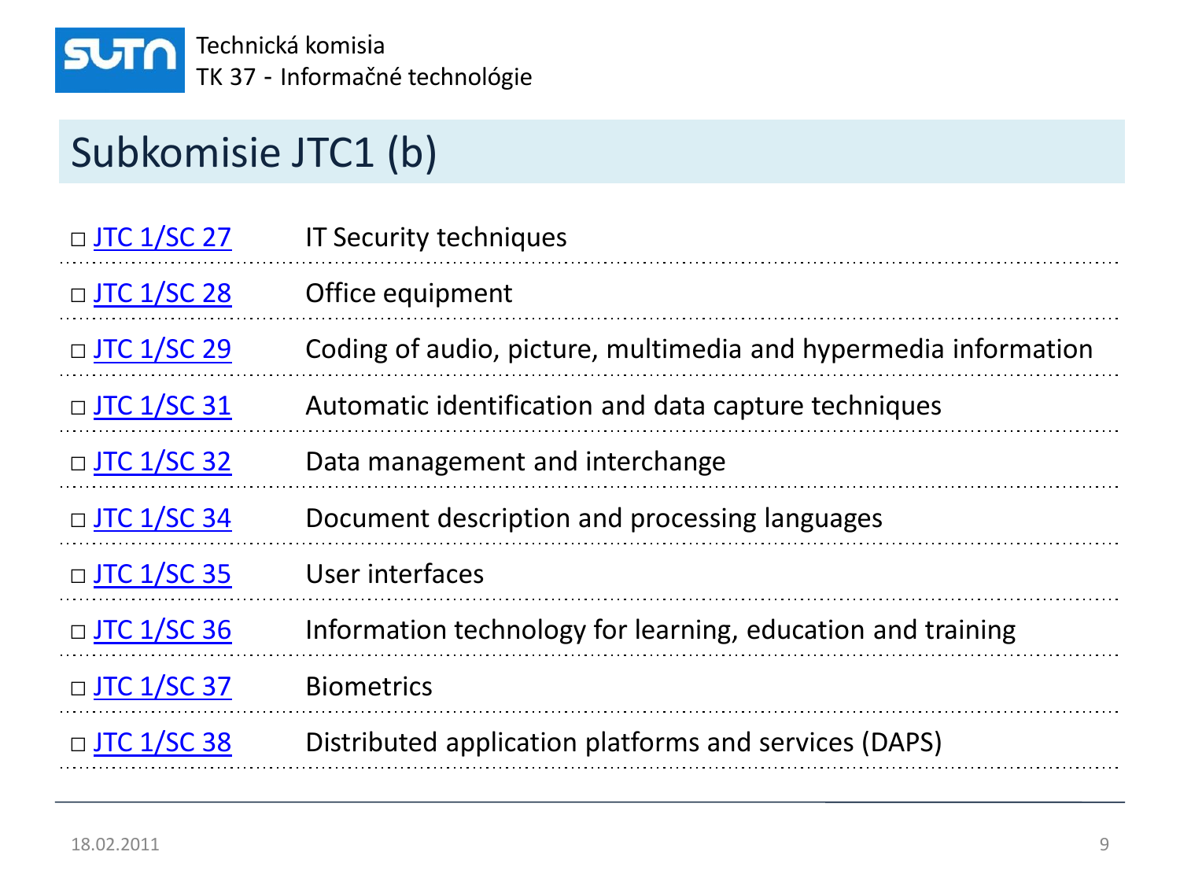# Subkomisie JTC1 (b)

| | |
|---|---|
| □ JTC 1/SC 27 | IT Security techniques |
| □ JTC 1/SC 28 | Office equipment |
| □ JTC 1/SC 29 | Coding of audio, picture, multimedia and hypermedia information |
| □ JTC 1/SC 31 | Automatic identification and data capture techniques |
| □ JTC 1/SC 32 | Data management and interchange |
| □ JTC 1/SC 34 | Document description and processing languages |
| □ JTC 1/SC 35 | User interfaces |
| □ JTC 1/SC 36 | Information technology for learning, education and training |
| □ JTC 1/SC 37 | Biometrics |
| □ JTC 1/SC 38 | Distributed application platforms and services (DAPS) |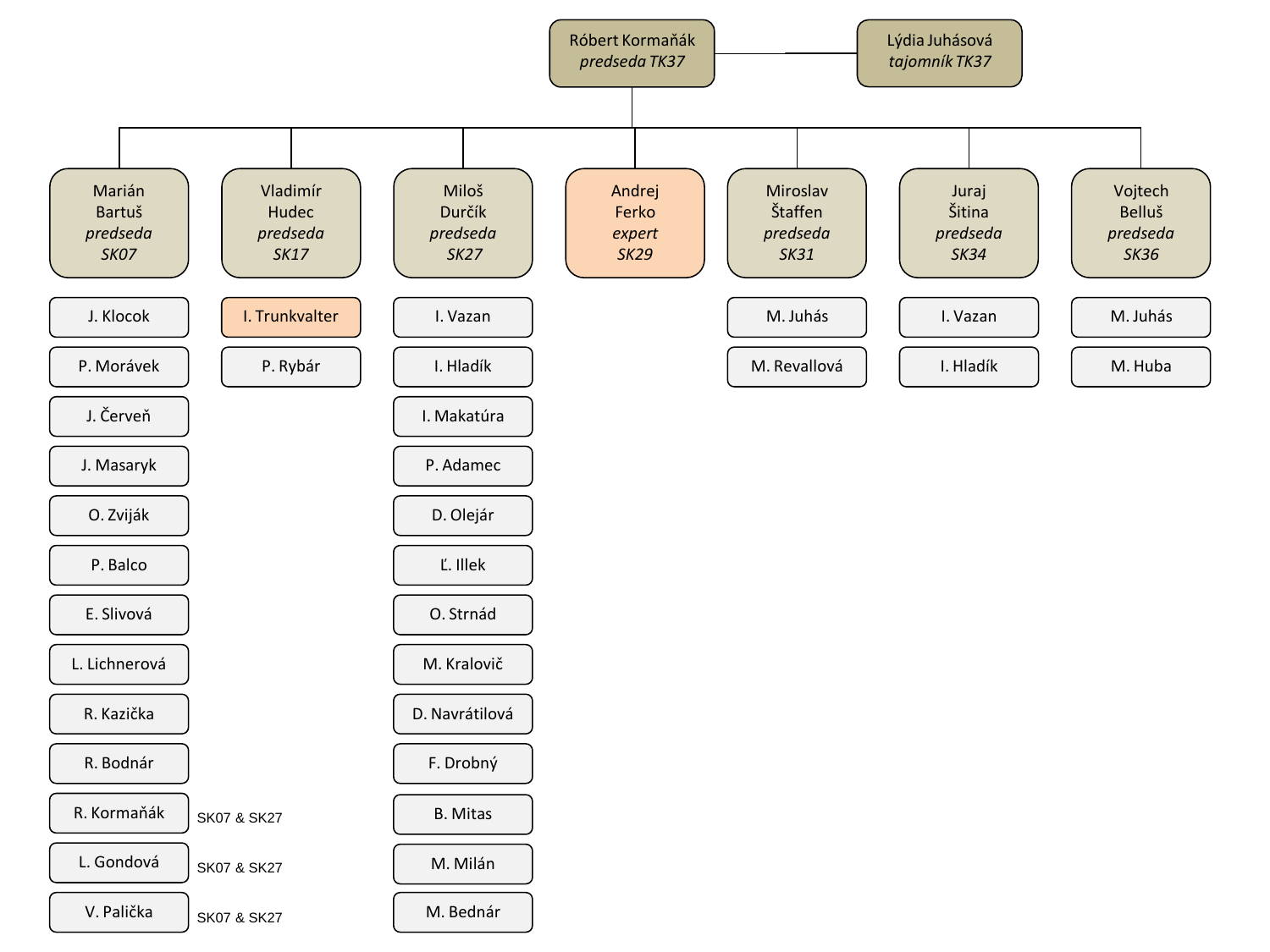**Róbert Kormaňák** *predseda TK37* — **Lýdia Juhásová** *tajomník TK37*

| Marián Bartuš *predseda SK07* | Vladimír Hudec *predseda SK17* | Miloš Durčík *predseda SK27* | Andrej Ferko *expert SK29* | Miroslav Štaffen *predseda SK31* | Juraj Šitina *predseda SK34* | Vojtech Belluš *predseda SK36* |
|---|---|---|---|---|---|---|
| J. Klocok | I. Trunkvalter | I. Vazan | | M. Juhás | I. Vazan | M. Juhás |
| P. Morávek | P. Rybár | I. Hladík | | M. Revallová | I. Hladík | M. Huba |
| J. Červeň | | I. Makatúra | | | | |
| J. Masaryk | | P. Adamec | | | | |
| O. Zviják | | D. Olejár | | | | |
| P. Balco | | Ľ. Illek | | | | |
| E. Slivová | | O. Strnád | | | | |
| L. Lichnerová | | M. Kralovič | | | | |
| R. Kazička | | D. Navrátilová | | | | |
| R. Bodnár | | F. Drobný | | | | |
| R. Kormaňák (SK07 & SK27) | | B. Mitas | | | | |
| L. Gondová (SK07 & SK27) | | M. Milán | | | | |
| V. Palička (SK07 & SK27) | | M. Bednár | | | | |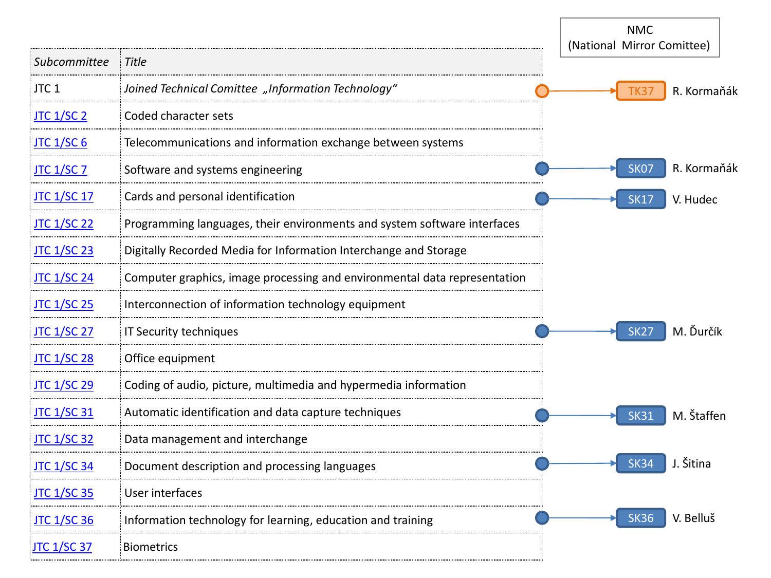| Subcommittee | Title | NMC (National Mirror Comittee) | |
|---|---|---|---|
| JTC 1 | *Joined Technical Comittee „Information Technology“* | TK37 | R. Kormaňák |
| JTC 1/SC 2 | Coded character sets | | |
| JTC 1/SC 6 | Telecommunications and information exchange between systems | | |
| JTC 1/SC 7 | Software and systems engineering | SK07 | R. Kormaňák |
| JTC 1/SC 17 | Cards and personal identification | SK17 | V. Hudec |
| JTC 1/SC 22 | Programming languages, their environments and system software interfaces | | |
| JTC 1/SC 23 | Digitally Recorded Media for Information Interchange and Storage | | |
| JTC 1/SC 24 | Computer graphics, image processing and environmental data representation | | |
| JTC 1/SC 25 | Interconnection of information technology equipment | | |
| JTC 1/SC 27 | IT Security techniques | SK27 | M. Ďurčík |
| JTC 1/SC 28 | Office equipment | | |
| JTC 1/SC 29 | Coding of audio, picture, multimedia and hypermedia information | | |
| JTC 1/SC 31 | Automatic identification and data capture techniques | SK31 | M. Štaffen |
| JTC 1/SC 32 | Data management and interchange | | |
| JTC 1/SC 34 | Document description and processing languages | SK34 | J. Šitina |
| JTC 1/SC 35 | User interfaces | | |
| JTC 1/SC 36 | Information technology for learning, education and training | SK36 | V. Belluš |
| JTC 1/SC 37 | Biometrics | | |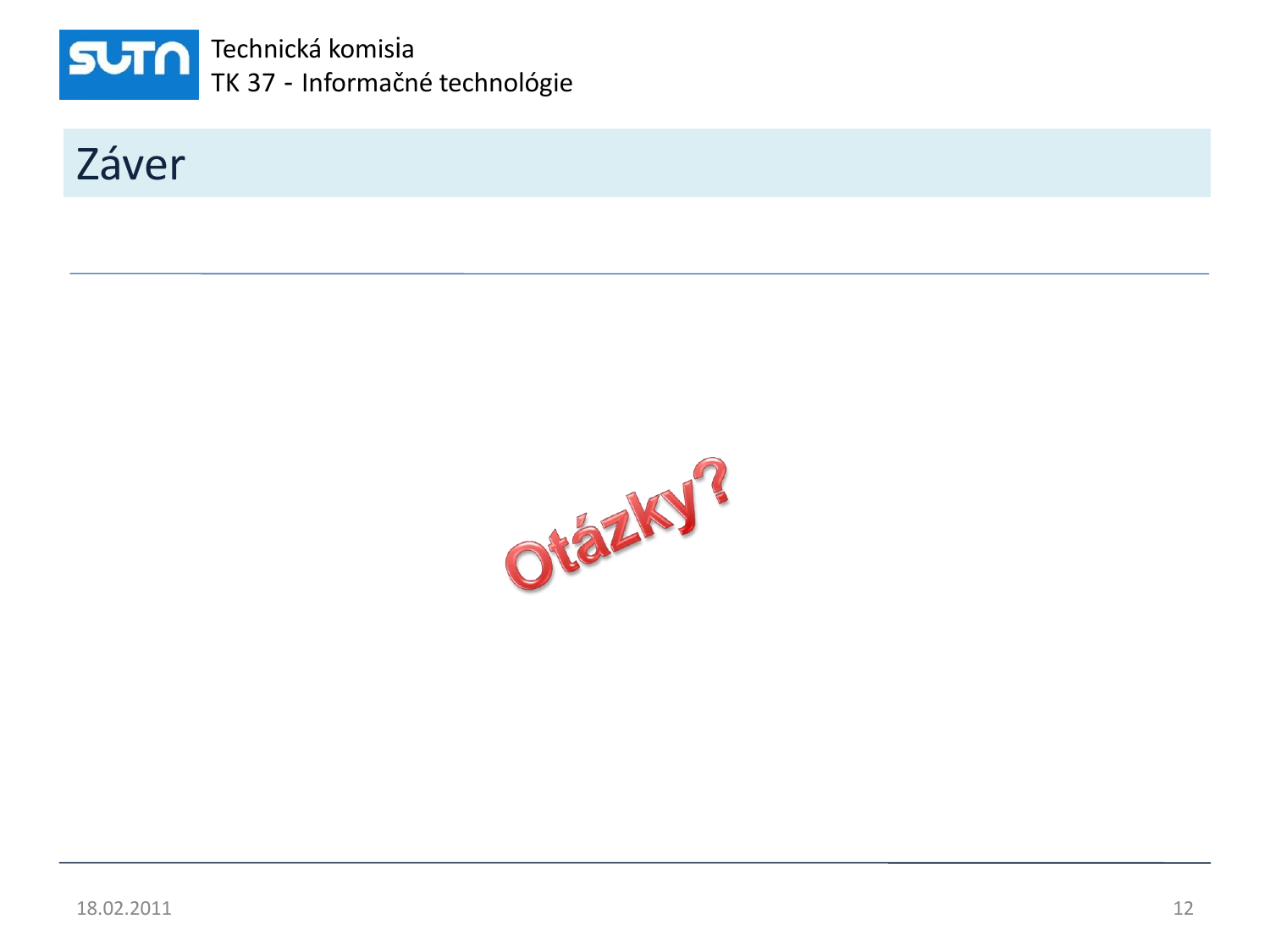# Záver

Otázky?